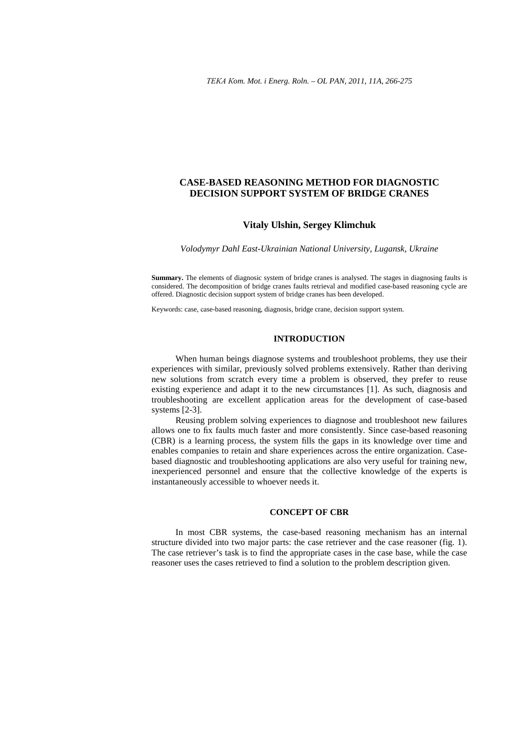# CASE-BASED REASONING METHOD FOR DIAGNOSTIC DECISION SUPPORT SYSTEM OF BRIDGE CRANES

**Vitaly Ulshin, Sergey Klimchuk**

*Volodymyr Dahl East-Ukrainian National University, Lugansk, Ukraine*

**Summary.** The elements of diagnosic system of bridge cranes is analysed. The stages in diagnosing faults is considered. The decomposition of bridge cranes faults retrieval and modified case-based reasoning cycle are offered. Diagnostic decision support system of bridge cranes has been developed.

Keywords: case, case-based reasoning, diagnosis, bridge crane, decision support system.

## INTRODUCTION

When human beings diagnose systems and troubleshoot problems, they use their experiences with similar, previously solved problems extensively. Rather than deriving new solutions from scratch every time a problem is observed, they prefer to reuse existing experience and adapt it to the new circumstances [1]. As such, diagnosis and troubleshooting are excellent application areas for the development of case-based systems [2-3].

Reusing problem solving experiences to diagnose and troubleshoot new failures allows one to fix faults much faster and more consistently. Since case-based reasoning (CBR) is a learning process, the system fills the gaps in its knowledge over time and enables companies to retain and share experiences across the entire organization. Case-based diagnostic and troubleshooting applications are also very useful for training new, inexperienced personnel and ensure that the collective knowledge of the experts is instantaneously accessible to whoever needs it.

## CONCEPT OF CBR

In most CBR systems, the case-based reasoning mechanism has an internal structure divided into two major parts: the case retriever and the case reasoner (fig. 1). The case retriever's task is to find the appropriate cases in the case base, while the case reasoner uses the cases retrieved to find a solution to the problem description given.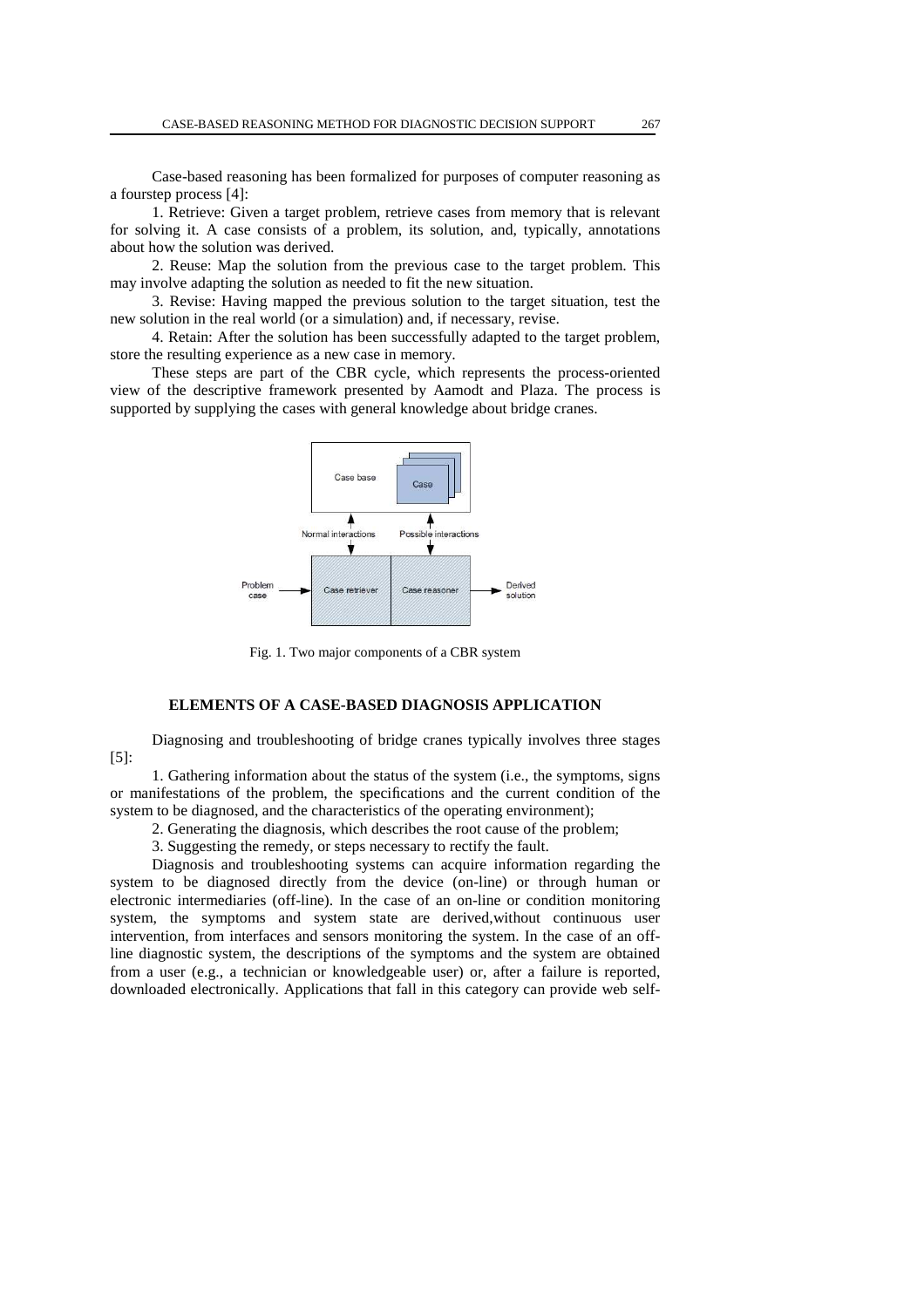Case-based reasoning has been formalized for purposes of computer reasoning as a fourstep process [4]:

1. Retrieve: Given a target problem, retrieve cases from memory that is relevant for solving it. A case consists of a problem, its solution, and, typically, annotations about how the solution was derived.

2. Reuse: Map the solution from the previous case to the target problem. This may involve adapting the solution as needed to fit the new situation.

3. Revise: Having mapped the previous solution to the target situation, test the new solution in the real world (or a simulation) and, if necessary, revise.

4. Retain: After the solution has been successfully adapted to the target problem, store the resulting experience as a new case in memory.

These steps are part of the CBR cycle, which represents the process-oriented view of the descriptive framework presented by Aamodt and Plaza. The process is supported by supplying the cases with general knowledge about bridge cranes.

Fig. 1. Two major components of a CBR system

## ELEMENTS OF A CASE-BASED DIAGNOSIS APPLICATION

Diagnosing and troubleshooting of bridge cranes typically involves three stages [5]:

1. Gathering information about the status of the system (i.e., the symptoms, signs or manifestations of the problem, the specifications and the current condition of the system to be diagnosed, and the characteristics of the operating environment);

2. Generating the diagnosis, which describes the root cause of the problem;

3. Suggesting the remedy, or steps necessary to rectify the fault.

Diagnosis and troubleshooting systems can acquire information regarding the system to be diagnosed directly from the device (on-line) or through human or electronic intermediaries (off-line). In the case of an on-line or condition monitoring system, the symptoms and system state are derived,without continuous user intervention, from interfaces and sensors monitoring the system. In the case of an off-line diagnostic system, the descriptions of the symptoms and the system are obtained from a user (e.g., a technician or knowledgeable user) or, after a failure is reported, downloaded electronically. Applications that fall in this category can provide web self-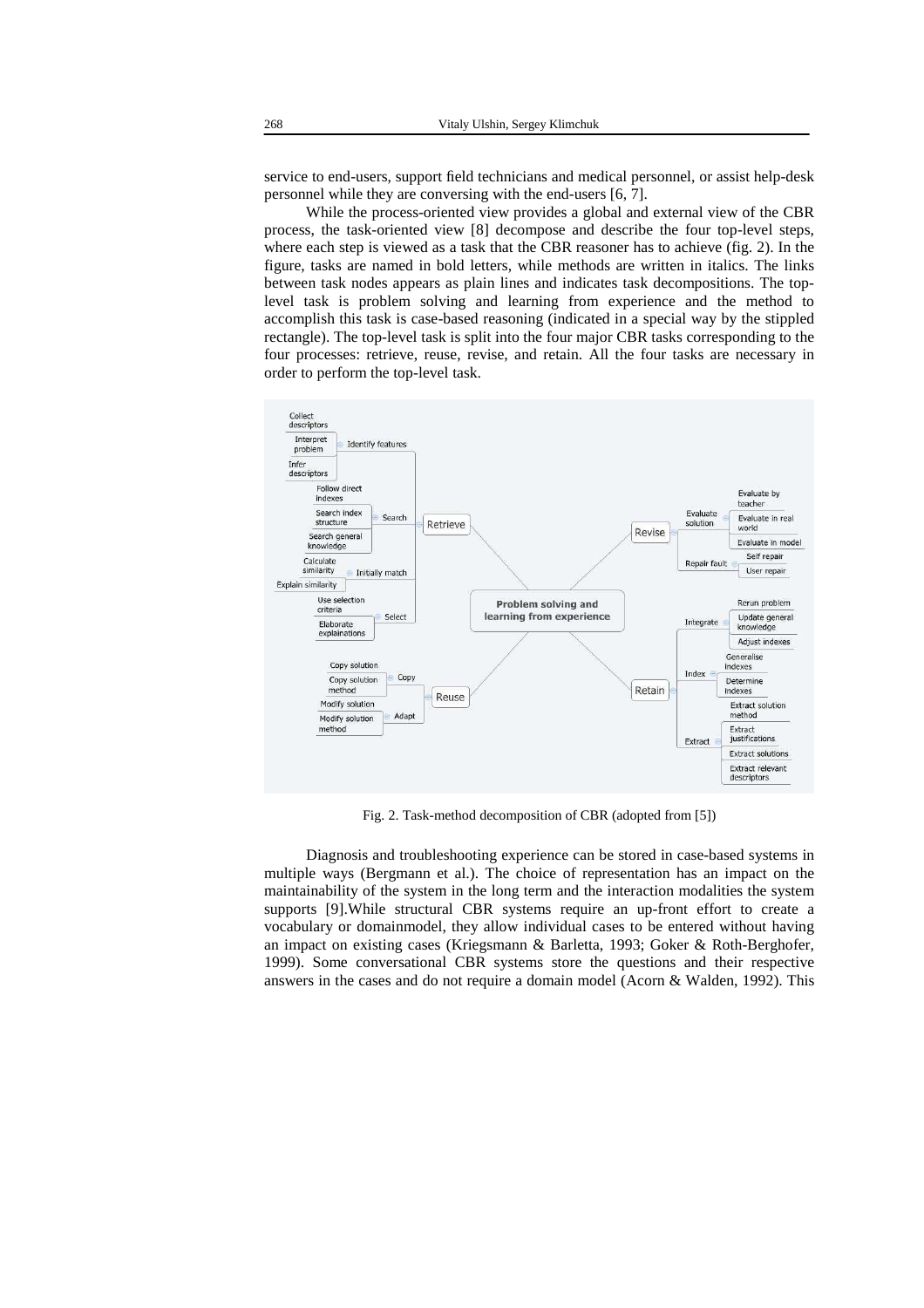service to end-users, support field technicians and medical personnel, or assist help-desk personnel while they are conversing with the end-users [6, 7].

While the process-oriented view provides a global and external view of the CBR process, the task-oriented view [8] decompose and describe the four top-level steps, where each step is viewed as a task that the CBR reasoner has to achieve (fig. 2). In the figure, tasks are named in bold letters, while methods are written in italics. The links between task nodes appears as plain lines and indicates task decompositions. The top-level task is problem solving and learning from experience and the method to accomplish this task is case-based reasoning (indicated in a special way by the stippled rectangle). The top-level task is split into the four major CBR tasks corresponding to the four processes: retrieve, reuse, revise, and retain. All the four tasks are necessary in order to perform the top-level task.

Fig. 2. Task-method decomposition of CBR (adopted from [5])

Diagnosis and troubleshooting experience can be stored in case-based systems in multiple ways (Bergmann et al.). The choice of representation has an impact on the maintainability of the system in the long term and the interaction modalities the system supports [9].While structural CBR systems require an up-front effort to create a vocabulary or domainmodel, they allow individual cases to be entered without having an impact on existing cases (Kriegsmann & Barletta, 1993; Goker & Roth-Berghofer, 1999). Some conversational CBR systems store the questions and their respective answers in the cases and do not require a domain model (Acorn & Walden, 1992). This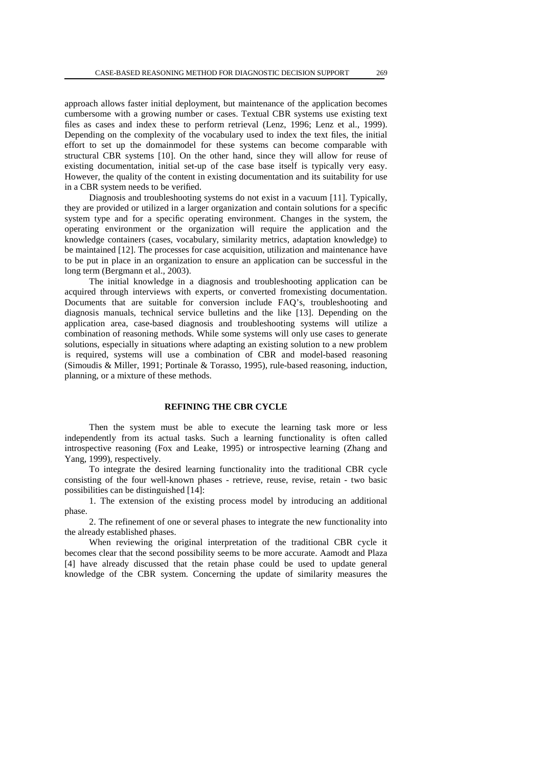approach allows faster initial deployment, but maintenance of the application becomes cumbersome with a growing number or cases. Textual CBR systems use existing text files as cases and index these to perform retrieval (Lenz, 1996; Lenz et al., 1999). Depending on the complexity of the vocabulary used to index the text files, the initial effort to set up the domainmodel for these systems can become comparable with structural CBR systems [10]. On the other hand, since they will allow for reuse of existing documentation, initial set-up of the case base itself is typically very easy. However, the quality of the content in existing documentation and its suitability for use in a CBR system needs to be verified.

Diagnosis and troubleshooting systems do not exist in a vacuum [11]. Typically, they are provided or utilized in a larger organization and contain solutions for a specific system type and for a specific operating environment. Changes in the system, the operating environment or the organization will require the application and the knowledge containers (cases, vocabulary, similarity metrics, adaptation knowledge) to be maintained [12]. The processes for case acquisition, utilization and maintenance have to be put in place in an organization to ensure an application can be successful in the long term (Bergmann et al., 2003).

The initial knowledge in a diagnosis and troubleshooting application can be acquired through interviews with experts, or converted fromexisting documentation. Documents that are suitable for conversion include FAQ's, troubleshooting and diagnosis manuals, technical service bulletins and the like [13]. Depending on the application area, case-based diagnosis and troubleshooting systems will utilize a combination of reasoning methods. While some systems will only use cases to generate solutions, especially in situations where adapting an existing solution to a new problem is required, systems will use a combination of CBR and model-based reasoning (Simoudis & Miller, 1991; Portinale & Torasso, 1995), rule-based reasoning, induction, planning, or a mixture of these methods.

## REFINING THE CBR CYCLE

Then the system must be able to execute the learning task more or less independently from its actual tasks. Such a learning functionality is often called introspective reasoning (Fox and Leake, 1995) or introspective learning (Zhang and Yang, 1999), respectively.

To integrate the desired learning functionality into the traditional CBR cycle consisting of the four well-known phases - retrieve, reuse, revise, retain - two basic possibilities can be distinguished [14]:

1. The extension of the existing process model by introducing an additional phase.

2. The refinement of one or several phases to integrate the new functionality into the already established phases.

When reviewing the original interpretation of the traditional CBR cycle it becomes clear that the second possibility seems to be more accurate. Aamodt and Plaza [4] have already discussed that the retain phase could be used to update general knowledge of the CBR system. Concerning the update of similarity measures the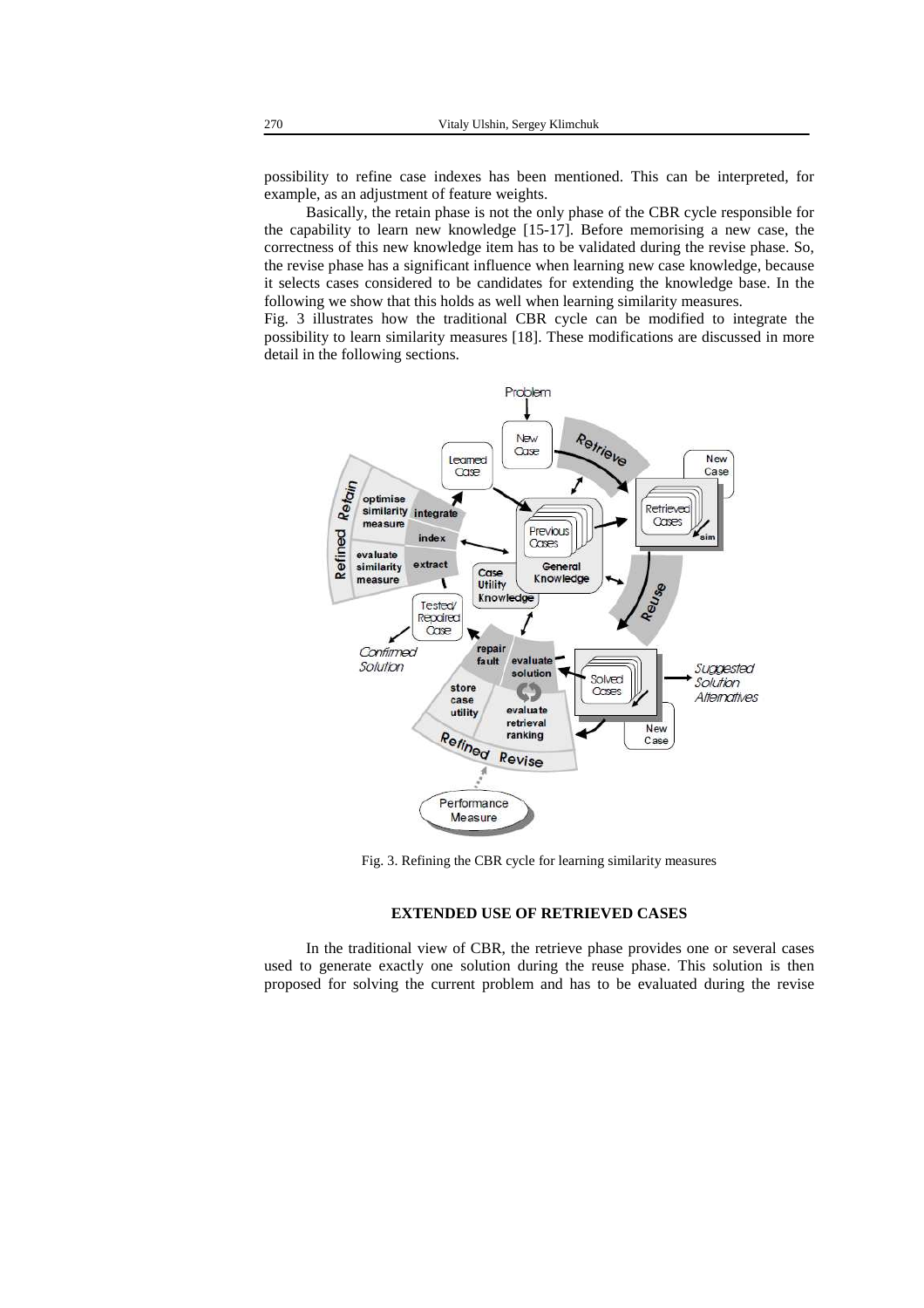possibility to refine case indexes has been mentioned. This can be interpreted, for example, as an adjustment of feature weights.

Basically, the retain phase is not the only phase of the CBR cycle responsible for the capability to learn new knowledge [15-17]. Before memorising a new case, the correctness of this new knowledge item has to be validated during the revise phase. So, the revise phase has a significant influence when learning new case knowledge, because it selects cases considered to be candidates for extending the knowledge base. In the following we show that this holds as well when learning similarity measures.

Fig. 3 illustrates how the traditional CBR cycle can be modified to integrate the possibility to learn similarity measures [18]. These modifications are discussed in more detail in the following sections.

Fig. 3. Refining the CBR cycle for learning similarity measures

## EXTENDED USE OF RETRIEVED CASES

In the traditional view of CBR, the retrieve phase provides one or several cases used to generate exactly one solution during the reuse phase. This solution is then proposed for solving the current problem and has to be evaluated during the revise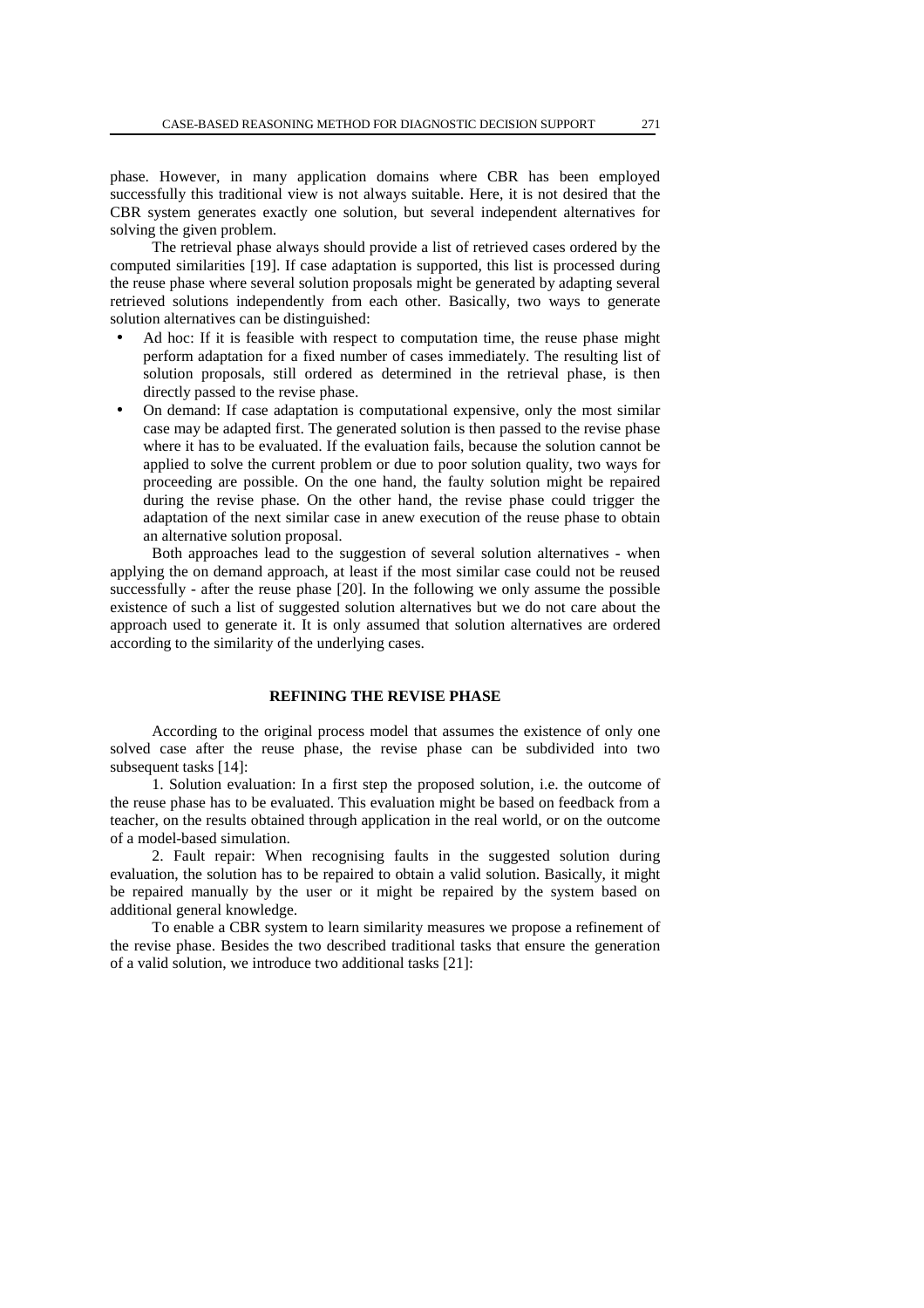phase. However, in many application domains where CBR has been employed successfully this traditional view is not always suitable. Here, it is not desired that the CBR system generates exactly one solution, but several independent alternatives for solving the given problem.

The retrieval phase always should provide a list of retrieved cases ordered by the computed similarities [19]. If case adaptation is supported, this list is processed during the reuse phase where several solution proposals might be generated by adapting several retrieved solutions independently from each other. Basically, two ways to generate solution alternatives can be distinguished:

- Ad hoc: If it is feasible with respect to computation time, the reuse phase might perform adaptation for a fixed number of cases immediately. The resulting list of solution proposals, still ordered as determined in the retrieval phase, is then directly passed to the revise phase.
- On demand: If case adaptation is computational expensive, only the most similar case may be adapted first. The generated solution is then passed to the revise phase where it has to be evaluated. If the evaluation fails, because the solution cannot be applied to solve the current problem or due to poor solution quality, two ways for proceeding are possible. On the one hand, the faulty solution might be repaired during the revise phase. On the other hand, the revise phase could trigger the adaptation of the next similar case in anew execution of the reuse phase to obtain an alternative solution proposal.

Both approaches lead to the suggestion of several solution alternatives - when applying the on demand approach, at least if the most similar case could not be reused successfully - after the reuse phase [20]. In the following we only assume the possible existence of such a list of suggested solution alternatives but we do not care about the approach used to generate it. It is only assumed that solution alternatives are ordered according to the similarity of the underlying cases.

## REFINING THE REVISE PHASE

According to the original process model that assumes the existence of only one solved case after the reuse phase, the revise phase can be subdivided into two subsequent tasks [14]:

1. Solution evaluation: In a first step the proposed solution, i.e. the outcome of the reuse phase has to be evaluated. This evaluation might be based on feedback from a teacher, on the results obtained through application in the real world, or on the outcome of a model-based simulation.

2. Fault repair: When recognising faults in the suggested solution during evaluation, the solution has to be repaired to obtain a valid solution. Basically, it might be repaired manually by the user or it might be repaired by the system based on additional general knowledge.

To enable a CBR system to learn similarity measures we propose a refinement of the revise phase. Besides the two described traditional tasks that ensure the generation of a valid solution, we introduce two additional tasks [21]: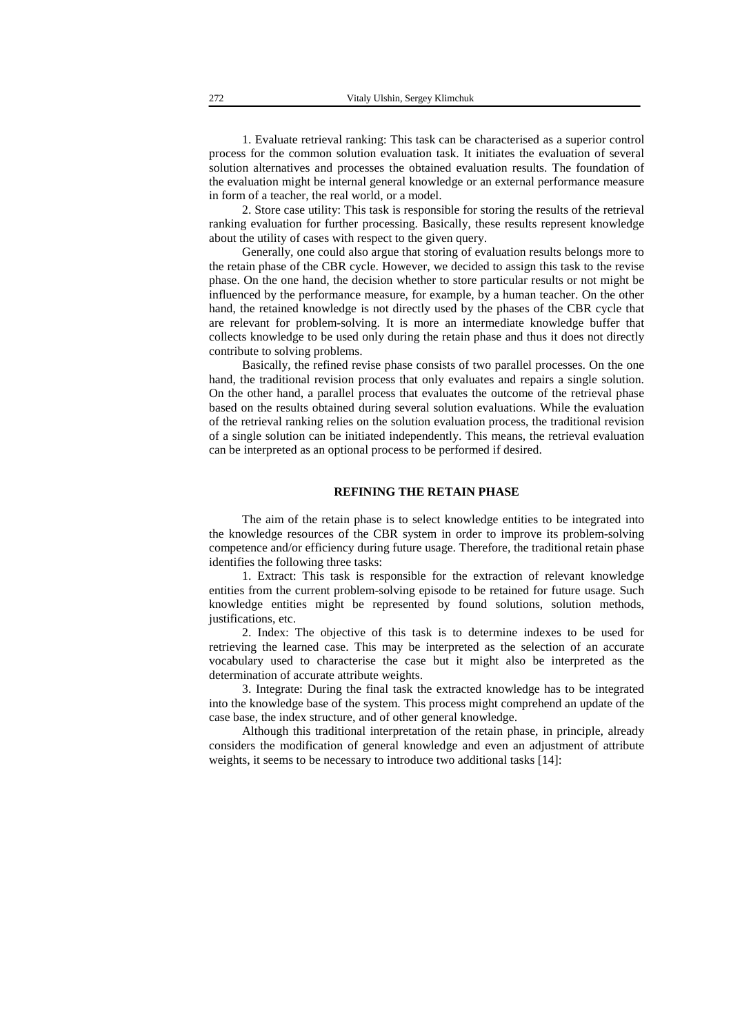1. Evaluate retrieval ranking: This task can be characterised as a superior control process for the common solution evaluation task. It initiates the evaluation of several solution alternatives and processes the obtained evaluation results. The foundation of the evaluation might be internal general knowledge or an external performance measure in form of a teacher, the real world, or a model.

2. Store case utility: This task is responsible for storing the results of the retrieval ranking evaluation for further processing. Basically, these results represent knowledge about the utility of cases with respect to the given query.

Generally, one could also argue that storing of evaluation results belongs more to the retain phase of the CBR cycle. However, we decided to assign this task to the revise phase. On the one hand, the decision whether to store particular results or not might be influenced by the performance measure, for example, by a human teacher. On the other hand, the retained knowledge is not directly used by the phases of the CBR cycle that are relevant for problem-solving. It is more an intermediate knowledge buffer that collects knowledge to be used only during the retain phase and thus it does not directly contribute to solving problems.

Basically, the refined revise phase consists of two parallel processes. On the one hand, the traditional revision process that only evaluates and repairs a single solution. On the other hand, a parallel process that evaluates the outcome of the retrieval phase based on the results obtained during several solution evaluations. While the evaluation of the retrieval ranking relies on the solution evaluation process, the traditional revision of a single solution can be initiated independently. This means, the retrieval evaluation can be interpreted as an optional process to be performed if desired.

## REFINING THE RETAIN PHASE

The aim of the retain phase is to select knowledge entities to be integrated into the knowledge resources of the CBR system in order to improve its problem-solving competence and/or efficiency during future usage. Therefore, the traditional retain phase identifies the following three tasks:

1. Extract: This task is responsible for the extraction of relevant knowledge entities from the current problem-solving episode to be retained for future usage. Such knowledge entities might be represented by found solutions, solution methods, justifications, etc.

2. Index: The objective of this task is to determine indexes to be used for retrieving the learned case. This may be interpreted as the selection of an accurate vocabulary used to characterise the case but it might also be interpreted as the determination of accurate attribute weights.

3. Integrate: During the final task the extracted knowledge has to be integrated into the knowledge base of the system. This process might comprehend an update of the case base, the index structure, and of other general knowledge.

Although this traditional interpretation of the retain phase, in principle, already considers the modification of general knowledge and even an adjustment of attribute weights, it seems to be necessary to introduce two additional tasks [14]: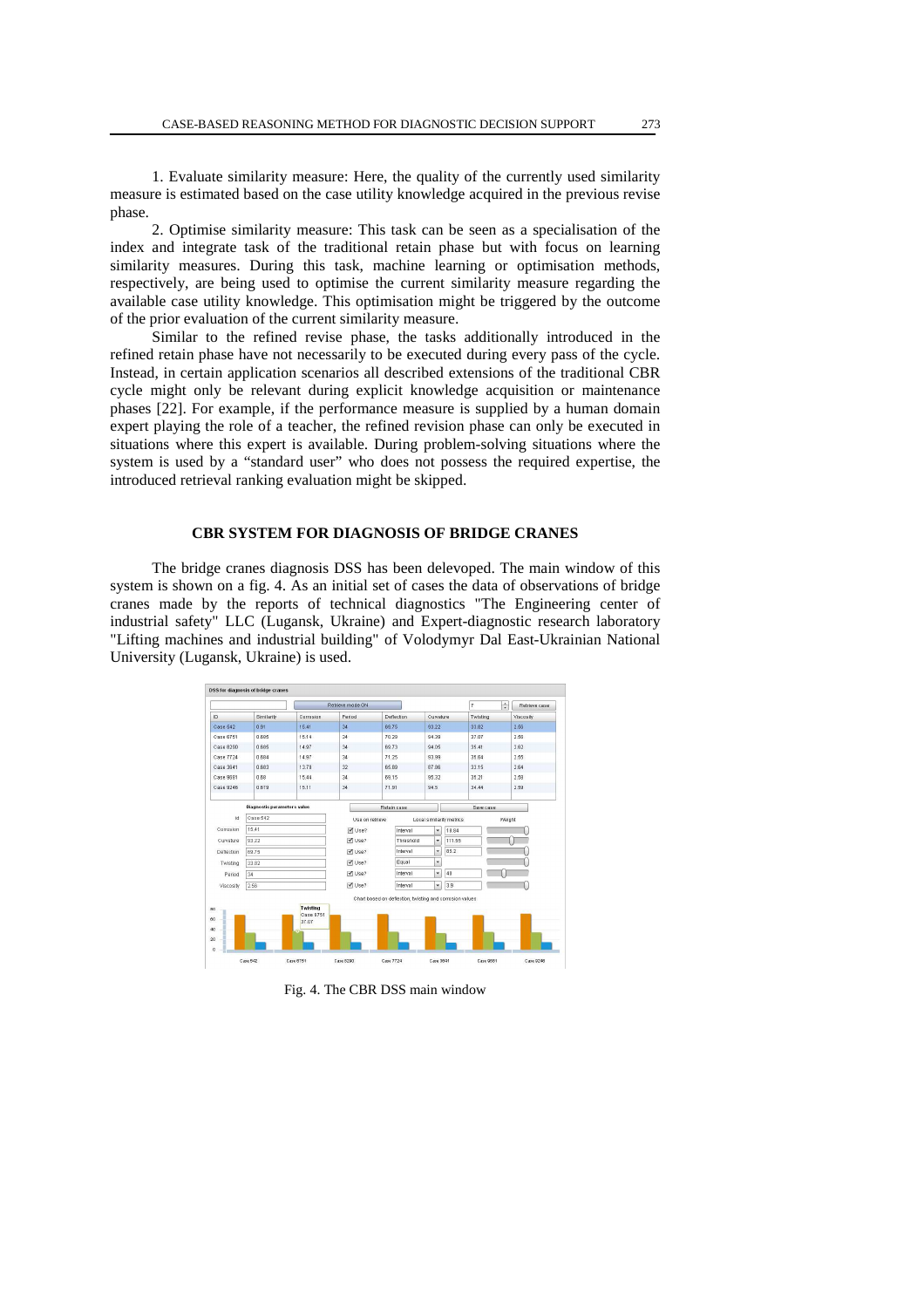1. Evaluate similarity measure: Here, the quality of the currently used similarity measure is estimated based on the case utility knowledge acquired in the previous revise phase.

2. Optimise similarity measure: This task can be seen as a specialisation of the index and integrate task of the traditional retain phase but with focus on learning similarity measures. During this task, machine learning or optimisation methods, respectively, are being used to optimise the current similarity measure regarding the available case utility knowledge. This optimisation might be triggered by the outcome of the prior evaluation of the current similarity measure.

Similar to the refined revise phase, the tasks additionally introduced in the refined retain phase have not necessarily to be executed during every pass of the cycle. Instead, in certain application scenarios all described extensions of the traditional CBR cycle might only be relevant during explicit knowledge acquisition or maintenance phases [22]. For example, if the performance measure is supplied by a human domain expert playing the role of a teacher, the refined revision phase can only be executed in situations where this expert is available. During problem-solving situations where the system is used by a "standard user" who does not possess the required expertise, the introduced retrieval ranking evaluation might be skipped.

## CBR SYSTEM FOR DIAGNOSIS OF BRIDGE CRANES

The bridge cranes diagnosis DSS has been delevoped. The main window of this system is shown on a fig. 4. As an initial set of cases the data of observations of bridge cranes made by the reports of technical diagnostics "The Engineering center of industrial safety" LLC (Lugansk, Ukraine) and Expert-diagnostic research laboratory "Lifting machines and industrial building" of Volodymyr Dal East-Ukrainian National University (Lugansk, Ukraine) is used.

Fig. 4. The CBR DSS main window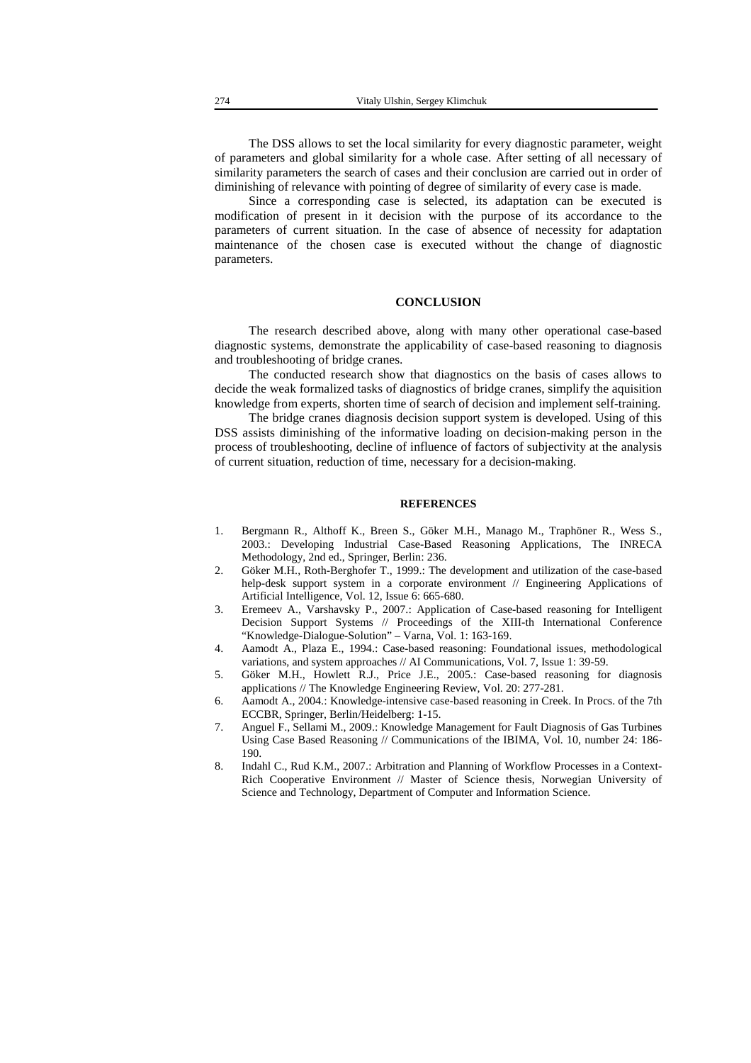The DSS allows to set the local similarity for every diagnostic parameter, weight of parameters and global similarity for a whole case. After setting of all necessary of similarity parameters the search of cases and their conclusion are carried out in order of diminishing of relevance with pointing of degree of similarity of every case is made.

Since a corresponding case is selected, its adaptation can be executed is modification of present in it decision with the purpose of its accordance to the parameters of current situation. In the case of absence of necessity for adaptation maintenance of the chosen case is executed without the change of diagnostic parameters.

## CONCLUSION

The research described above, along with many other operational case-based diagnostic systems, demonstrate the applicability of case-based reasoning to diagnosis and troubleshooting of bridge cranes.

The conducted research show that diagnostics on the basis of cases allows to decide the weak formalized tasks of diagnostics of bridge cranes, simplify the aquisition knowledge from experts, shorten time of search of decision and implement self-training.

The bridge cranes diagnosis decision support system is developed. Using of this DSS assists diminishing of the informative loading on decision-making person in the process of troubleshooting, decline of influence of factors of subjectivity at the analysis of current situation, reduction of time, necessary for a decision-making.

## REFERENCES

1. Bergmann R., Althoff K., Breen S., Göker M.H., Manago M., Traphöner R., Wess S., 2003.: Developing Industrial Case-Based Reasoning Applications, The INRECA Methodology, 2nd ed., Springer, Berlin: 236.
2. Göker M.H., Roth-Berghofer T., 1999.: The development and utilization of the case-based help-desk support system in a corporate environment // Engineering Applications of Artificial Intelligence, Vol. 12, Issue 6: 665-680.
3. Eremeev A., Varshavsky P., 2007.: Application of Case-based reasoning for Intelligent Decision Support Systems // Proceedings of the XIII-th International Conference "Knowledge-Dialogue-Solution" – Varna, Vol. 1: 163-169.
4. Aamodt A., Plaza E., 1994.: Case-based reasoning: Foundational issues, methodological variations, and system approaches // AI Communications, Vol. 7, Issue 1: 39-59.
5. Göker M.H., Howlett R.J., Price J.E., 2005.: Case-based reasoning for diagnosis applications // The Knowledge Engineering Review, Vol. 20: 277-281.
6. Aamodt A., 2004.: Knowledge-intensive case-based reasoning in Creek. In Procs. of the 7th ECCBR, Springer, Berlin/Heidelberg: 1-15.
7. Anguel F., Sellami M., 2009.: Knowledge Management for Fault Diagnosis of Gas Turbines Using Case Based Reasoning // Communications of the IBIMA, Vol. 10, number 24: 186-190.
8. Indahl C., Rud K.M., 2007.: Arbitration and Planning of Workflow Processes in a Context-Rich Cooperative Environment // Master of Science thesis, Norwegian University of Science and Technology, Department of Computer and Information Science.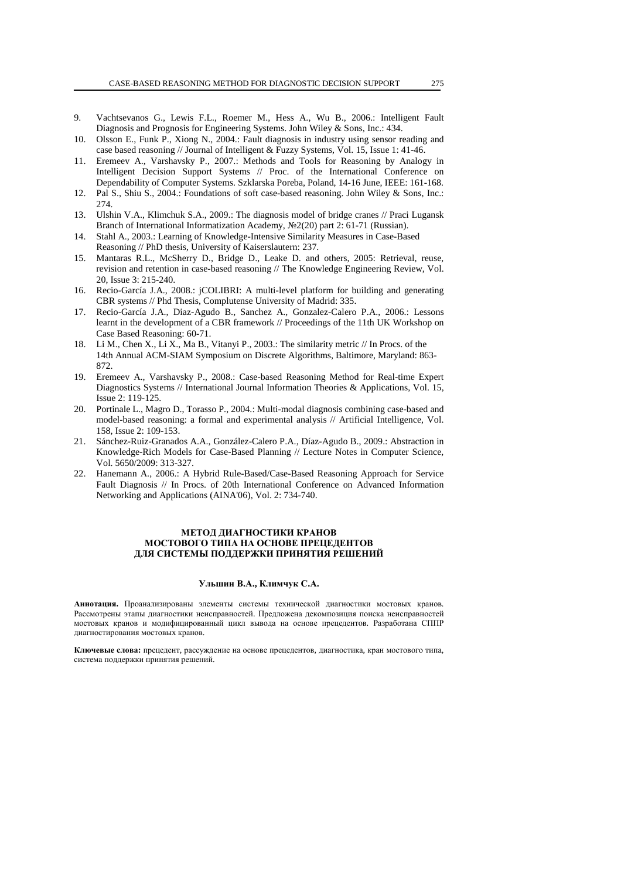9. Vachtsevanos G., Lewis F.L., Roemer M., Hess A., Wu B., 2006.: Intelligent Fault Diagnosis and Prognosis for Engineering Systems. John Wiley & Sons, Inc.: 434.
10. Olsson E., Funk P., Xiong N., 2004.: Fault diagnosis in industry using sensor reading and case based reasoning // Journal of Intelligent & Fuzzy Systems, Vol. 15, Issue 1: 41-46.
11. Eremeev A., Varshavsky P., 2007.: Methods and Tools for Reasoning by Analogy in Intelligent Decision Support Systems // Proc. of the International Conference on Dependability of Computer Systems. Szklarska Poreba, Poland, 14-16 June, IEEE: 161-168.
12. Pal S., Shiu S., 2004.: Foundations of soft case-based reasoning. John Wiley & Sons, Inc.: 274.
13. Ulshin V.A., Klimchuk S.A., 2009.: The diagnosis model of bridge cranes // Praci Lugansk Branch of International Informatization Academy, №2(20) part 2: 61-71 (Russian).
14. Stahl A., 2003.: Learning of Knowledge-Intensive Similarity Measures in Case-Based Reasoning // PhD thesis, University of Kaiserslautern: 237.
15. Mantaras R.L., McSherry D., Bridge D., Leake D. and others, 2005: Retrieval, reuse, revision and retention in case-based reasoning // The Knowledge Engineering Review, Vol. 20, Issue 3: 215-240.
16. Recio-García J.A., 2008.: jCOLIBRI: A multi-level platform for building and generating CBR systems // Phd Thesis, Complutense University of Madrid: 335.
17. Recio-García J.A., Diaz-Agudo B., Sanchez A., Gonzalez-Calero P.A., 2006.: Lessons learnt in the development of a CBR framework // Proceedings of the 11th UK Workshop on Case Based Reasoning: 60-71.
18. Li M., Chen X., Li X., Ma B., Vitanyi P., 2003.: The similarity metric // In Procs. of the 14th Annual ACM-SIAM Symposium on Discrete Algorithms, Baltimore, Maryland: 863-872.
19. Eremeev A., Varshavsky P., 2008.: Case-based Reasoning Method for Real-time Expert Diagnostics Systems // International Journal Information Theories & Applications, Vol. 15, Issue 2: 119-125.
20. Portinale L., Magro D., Torasso P., 2004.: Multi-modal diagnosis combining case-based and model-based reasoning: a formal and experimental analysis // Artificial Intelligence, Vol. 158, Issue 2: 109-153.
21. Sánchez-Ruiz-Granados A.A., González-Calero P.A., Díaz-Agudo B., 2009.: Abstraction in Knowledge-Rich Models for Case-Based Planning // Lecture Notes in Computer Science, Vol. 5650/2009: 313-327.
22. Hanemann A., 2006.: A Hybrid Rule-Based/Case-Based Reasoning Approach for Service Fault Diagnosis // In Procs. of 20th International Conference on Advanced Information Networking and Applications (AINA'06), Vol. 2: 734-740.

## МЕТОД ДИАГНОСТИКИ КРАНОВ МОСТОВОГО ТИПА НА ОСНОВЕ ПРЕЦЕДЕНТОВ ДЛЯ СИСТЕМЫ ПОДДЕРЖКИ ПРИНЯТИЯ РЕШЕНИЙ

**Ульшин В.А., Климчук С.А.**

**Аннотация.** Проанализированы элементы системы технической диагностики мостовых кранов. Рассмотрены этапы диагностики неисправностей. Предложена декомпозиция поиска неисправностей мостовых кранов и модифицированный цикл вывода на основе прецедентов. Разработана СППР диагностирования мостовых кранов.

**Ключевые слова:** прецедент, рассуждение на основе прецедентов, диагностика, кран мостового типа, система поддержки принятия решений.